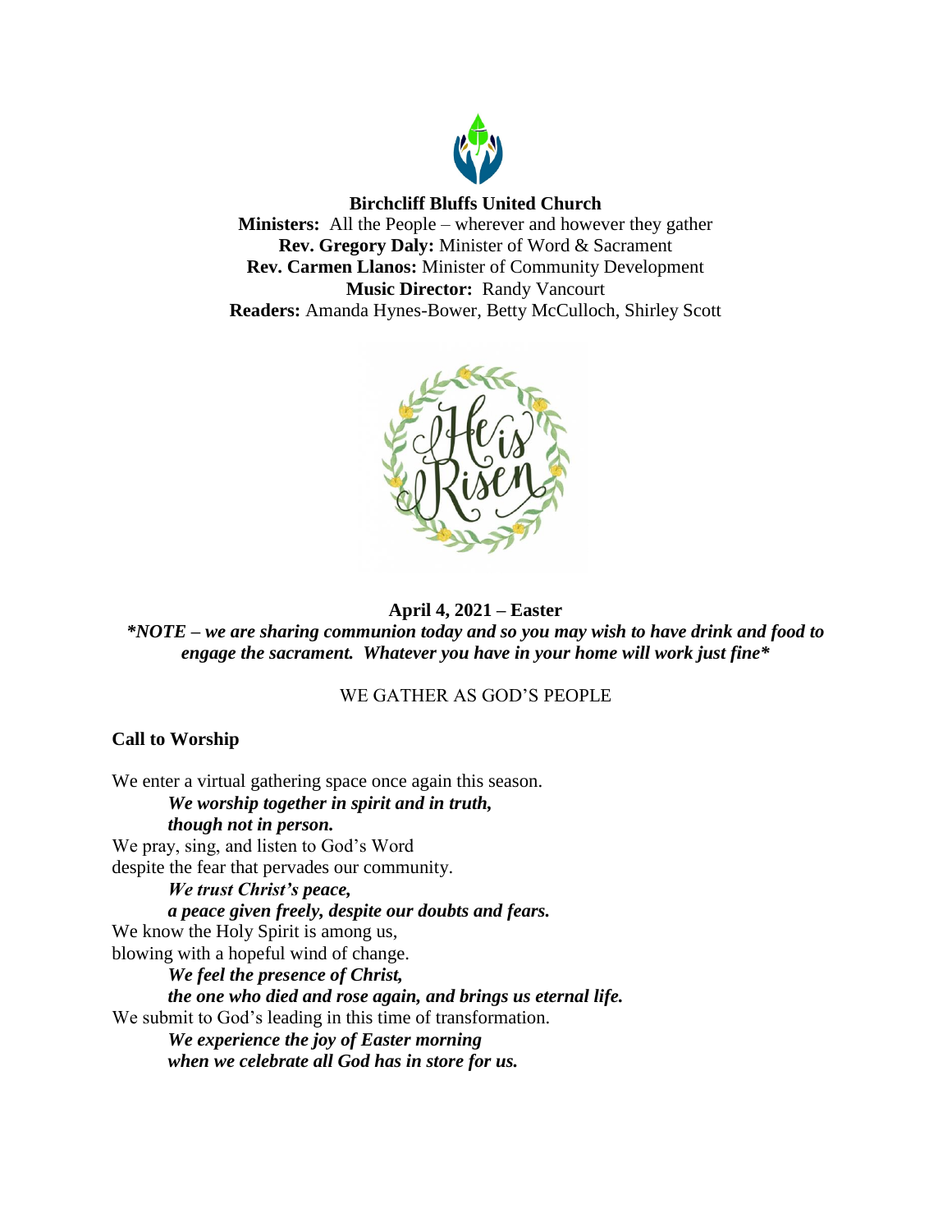**Birchcliff Bluffs United Church**
**Ministers:** All the People – wherever and however they gather
**Rev. Gregory Daly:** Minister of Word & Sacrament
**Rev. Carmen Llanos:** Minister of Community Development
**Music Director:** Randy Vancourt
**Readers:** Amanda Hynes-Bower, Betty McCulloch, Shirley Scott

**April 4, 2021 – Easter**

***NOTE – we are sharing communion today and so you may wish to have drink and food to engage the sacrament. Whatever you have in your home will work just fine***

WE GATHER AS GOD'S PEOPLE

**Call to Worship**

We enter a virtual gathering space once again this season.
***We worship together in spirit and in truth,***
***though not in person.***
We pray, sing, and listen to God's Word
despite the fear that pervades our community.
***We trust Christ's peace,***
***a peace given freely, despite our doubts and fears.***
We know the Holy Spirit is among us,
blowing with a hopeful wind of change.
***We feel the presence of Christ,***
***the one who died and rose again, and brings us eternal life.***
We submit to God's leading in this time of transformation.
***We experience the joy of Easter morning***
***when we celebrate all God has in store for us.***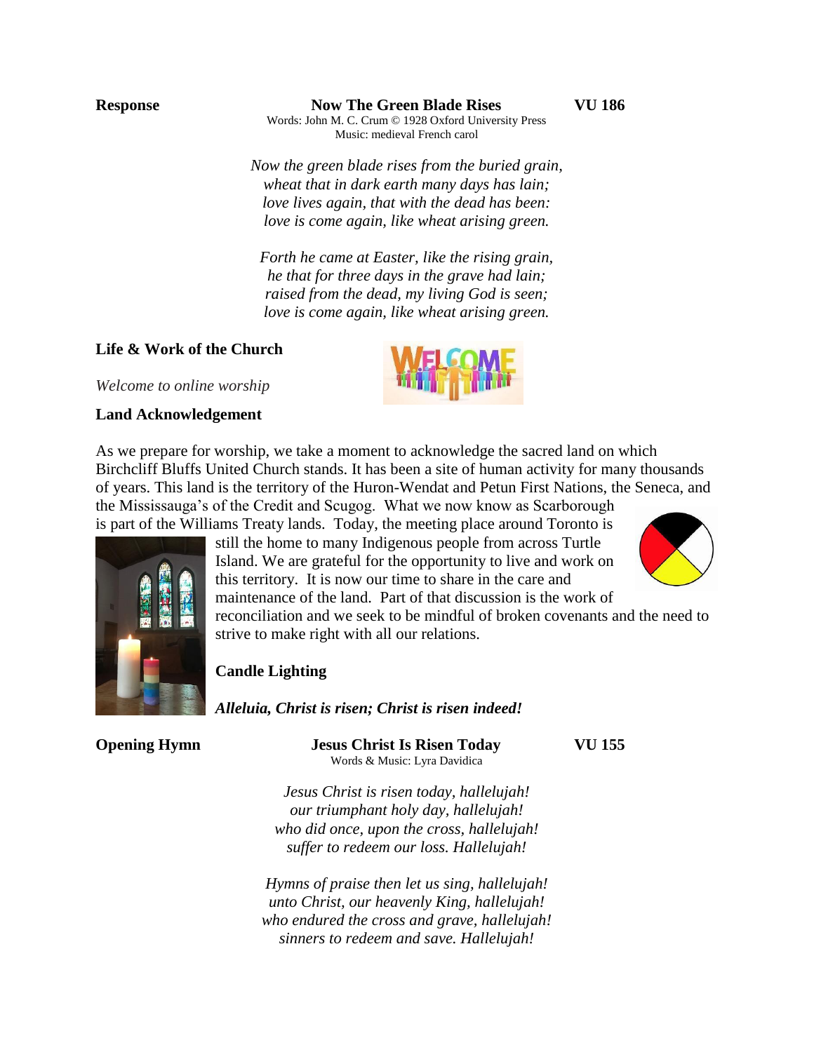**Response** **Now The Green Blade Rises** **VU 186**

Words: John M. C. Crum © 1928 Oxford University Press
Music: medieval French carol

*Now the green blade rises from the buried grain,*
*wheat that in dark earth many days has lain;*
*love lives again, that with the dead has been:*
*love is come again, like wheat arising green.*

*Forth he came at Easter, like the rising grain,*
*he that for three days in the grave had lain;*
*raised from the dead, my living God is seen;*
*love is come again, like wheat arising green.*

**Life & Work of the Church**

*Welcome to online worship*

**Land Acknowledgement**

As we prepare for worship, we take a moment to acknowledge the sacred land on which Birchcliff Bluffs United Church stands. It has been a site of human activity for many thousands of years. This land is the territory of the Huron-Wendat and Petun First Nations, the Seneca, and the Mississauga's of the Credit and Scugog. What we now know as Scarborough is part of the Williams Treaty lands. Today, the meeting place around Toronto is still the home to many Indigenous people from across Turtle Island. We are grateful for the opportunity to live and work on this territory. It is now our time to share in the care and maintenance of the land. Part of that discussion is the work of reconciliation and we seek to be mindful of broken covenants and the need to strive to make right with all our relations.

**Candle Lighting**

***Alleluia, Christ is risen; Christ is risen indeed!***

**Opening Hymn** **Jesus Christ Is Risen Today** **VU 155**

Words & Music: Lyra Davidica

*Jesus Christ is risen today, hallelujah!*
*our triumphant holy day, hallelujah!*
*who did once, upon the cross, hallelujah!*
*suffer to redeem our loss. Hallelujah!*

*Hymns of praise then let us sing, hallelujah!*
*unto Christ, our heavenly King, hallelujah!*
*who endured the cross and grave, hallelujah!*
*sinners to redeem and save. Hallelujah!*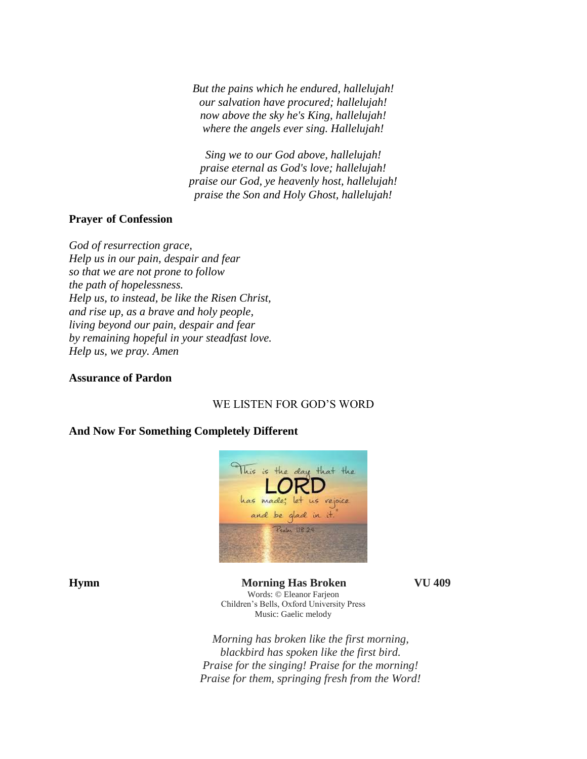*But the pains which he endured, hallelujah!*
*our salvation have procured; hallelujah!*
*now above the sky he's King, hallelujah!*
*where the angels ever sing. Hallelujah!*

*Sing we to our God above, hallelujah!*
*praise eternal as God's love; hallelujah!*
*praise our God, ye heavenly host, hallelujah!*
*praise the Son and Holy Ghost, hallelujah!*

**Prayer of Confession**

*God of resurrection grace,*
*Help us in our pain, despair and fear*
*so that we are not prone to follow*
*the path of hopelessness.*
*Help us, to instead, be like the Risen Christ,*
*and rise up, as a brave and holy people,*
*living beyond our pain, despair and fear*
*by remaining hopeful in your steadfast love.*
*Help us, we pray. Amen*

**Assurance of Pardon**

WE LISTEN FOR GOD'S WORD

**And Now For Something Completely Different**

This is the day that the LORD has made; let us rejoice and be glad in it.
Psalm 118:24

**Hymn** **Morning Has Broken** **VU 409**

Words: © Eleanor Farjeon
Children's Bells, Oxford University Press
Music: Gaelic melody

*Morning has broken like the first morning,*
*blackbird has spoken like the first bird.*
*Praise for the singing! Praise for the morning!*
*Praise for them, springing fresh from the Word!*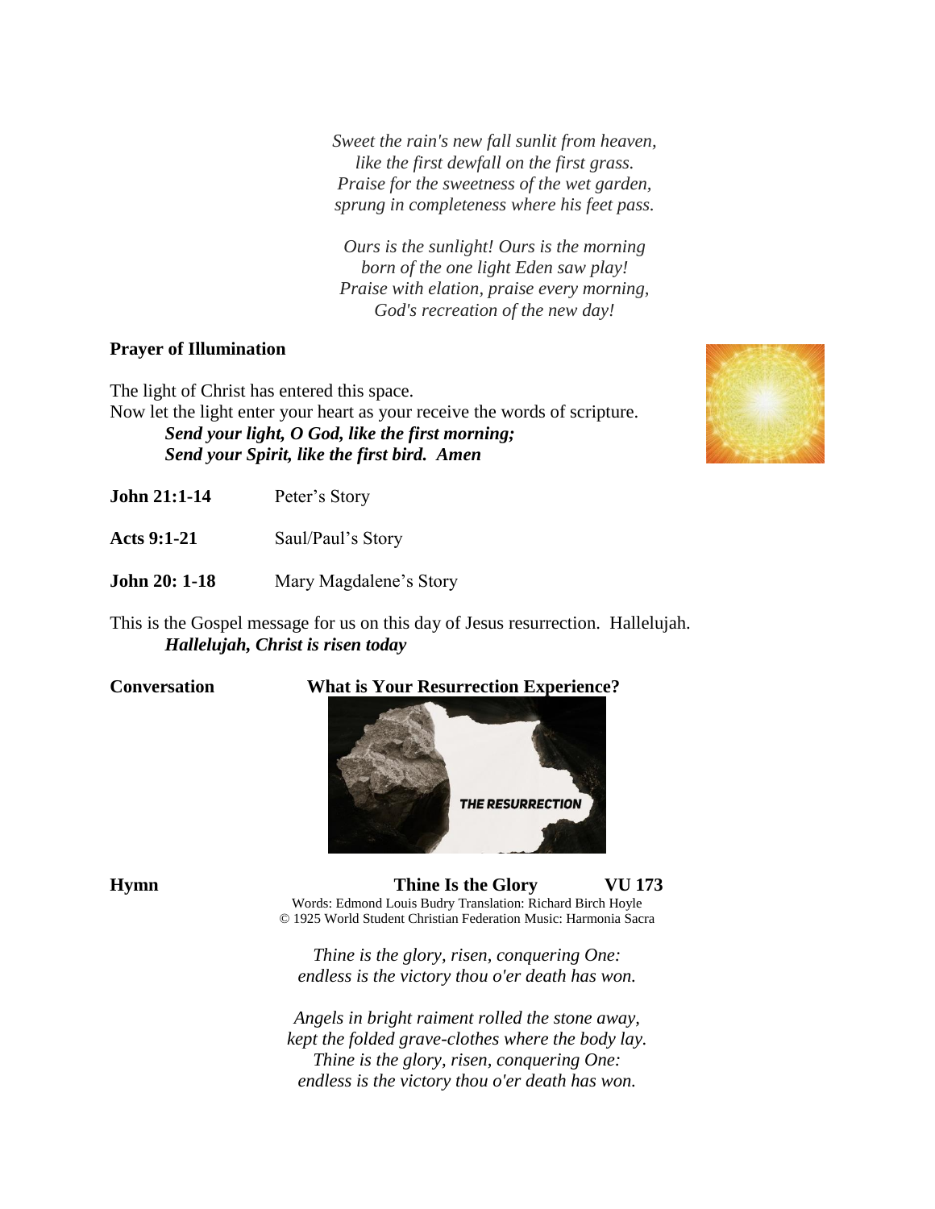*Sweet the rain's new fall sunlit from heaven,*
*like the first dewfall on the first grass.*
*Praise for the sweetness of the wet garden,*
*sprung in completeness where his feet pass.*

*Ours is the sunlight! Ours is the morning*
*born of the one light Eden saw play!*
*Praise with elation, praise every morning,*
*God's recreation of the new day!*

**Prayer of Illumination**

The light of Christ has entered this space.
Now let the light enter your heart as your receive the words of scripture.

***Send your light, O God, like the first morning;***
***Send your Spirit, like the first bird. Amen***

**John 21:1-14** Peter's Story

**Acts 9:1-21** Saul/Paul's Story

**John 20: 1-18** Mary Magdalene's Story

This is the Gospel message for us on this day of Jesus resurrection. Hallelujah.

***Hallelujah, Christ is risen today***

**Conversation** **What is Your Resurrection Experience?**

**Hymn** **Thine Is the Glory** **VU 173**

Words: Edmond Louis Budry Translation: Richard Birch Hoyle
© 1925 World Student Christian Federation Music: Harmonia Sacra

*Thine is the glory, risen, conquering One:*
*endless is the victory thou o'er death has won.*

*Angels in bright raiment rolled the stone away,*
*kept the folded grave-clothes where the body lay.*
*Thine is the glory, risen, conquering One:*
*endless is the victory thou o'er death has won.*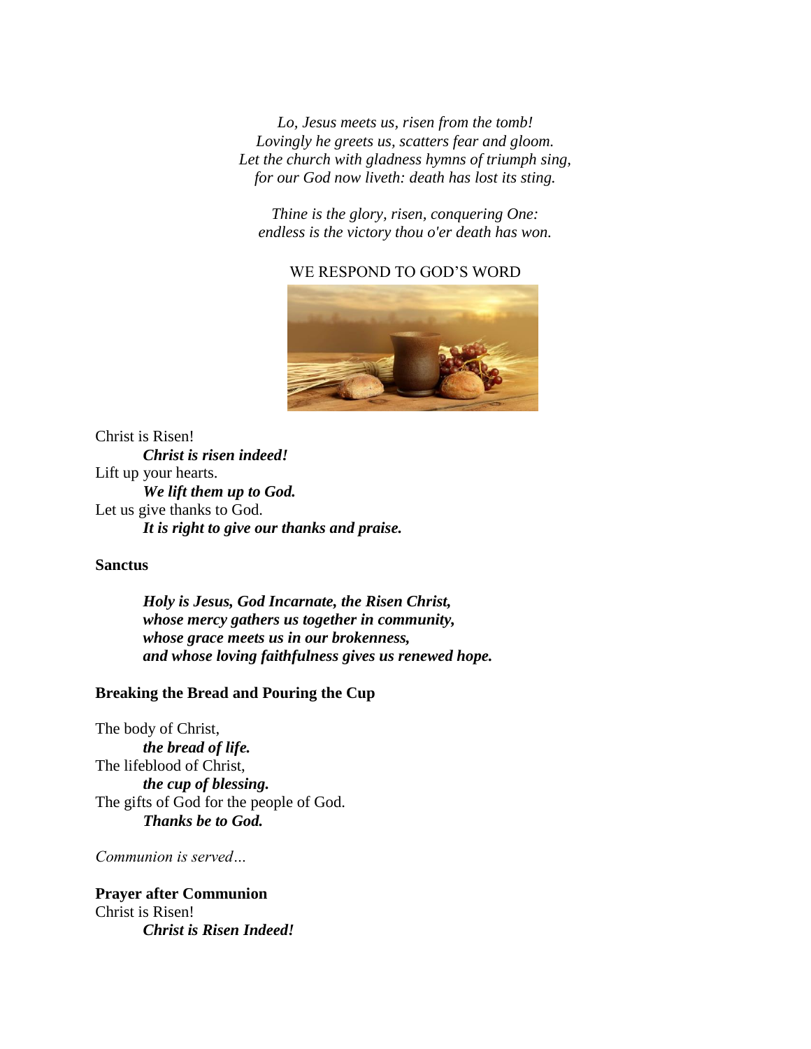*Lo, Jesus meets us, risen from the tomb!*
*Lovingly he greets us, scatters fear and gloom.*
*Let the church with gladness hymns of triumph sing,*
*for our God now liveth: death has lost its sting.*

*Thine is the glory, risen, conquering One:*
*endless is the victory thou o'er death has won.*

WE RESPOND TO GOD'S WORD

Christ is Risen!
    ***Christ is risen indeed!***
Lift up your hearts.
    ***We lift them up to God.***
Let us give thanks to God.
    ***It is right to give our thanks and praise.***

**Sanctus**

***Holy is Jesus, God Incarnate, the Risen Christ,***
***whose mercy gathers us together in community,***
***whose grace meets us in our brokenness,***
***and whose loving faithfulness gives us renewed hope.***

**Breaking the Bread and Pouring the Cup**

The body of Christ,
    ***the bread of life.***
The lifeblood of Christ,
    ***the cup of blessing.***
The gifts of God for the people of God.
    ***Thanks be to God.***

*Communion is served…*

**Prayer after Communion**
Christ is Risen!
    ***Christ is Risen Indeed!***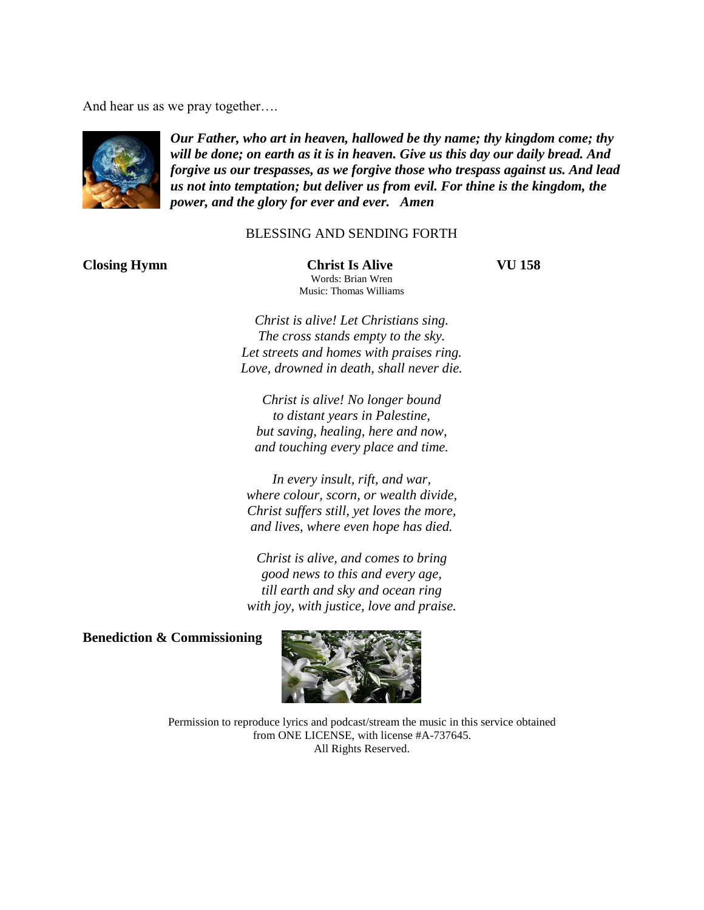And hear us as we pray together….

***Our Father, who art in heaven, hallowed be thy name; thy kingdom come; thy will be done; on earth as it is in heaven. Give us this day our daily bread. And forgive us our trespasses, as we forgive those who trespass against us. And lead us not into temptation; but deliver us from evil. For thine is the kingdom, the power, and the glory for ever and ever. Amen***

BLESSING AND SENDING FORTH

**Closing Hymn** **Christ Is Alive** **VU 158**

Words: Brian Wren
Music: Thomas Williams

*Christ is alive! Let Christians sing.*
*The cross stands empty to the sky.*
*Let streets and homes with praises ring.*
*Love, drowned in death, shall never die.*

*Christ is alive! No longer bound*
*to distant years in Palestine,*
*but saving, healing, here and now,*
*and touching every place and time.*

*In every insult, rift, and war,*
*where colour, scorn, or wealth divide,*
*Christ suffers still, yet loves the more,*
*and lives, where even hope has died.*

*Christ is alive, and comes to bring*
*good news to this and every age,*
*till earth and sky and ocean ring*
*with joy, with justice, love and praise.*

**Benediction & Commissioning**

Permission to reproduce lyrics and podcast/stream the music in this service obtained from ONE LICENSE, with license #A-737645.
All Rights Reserved.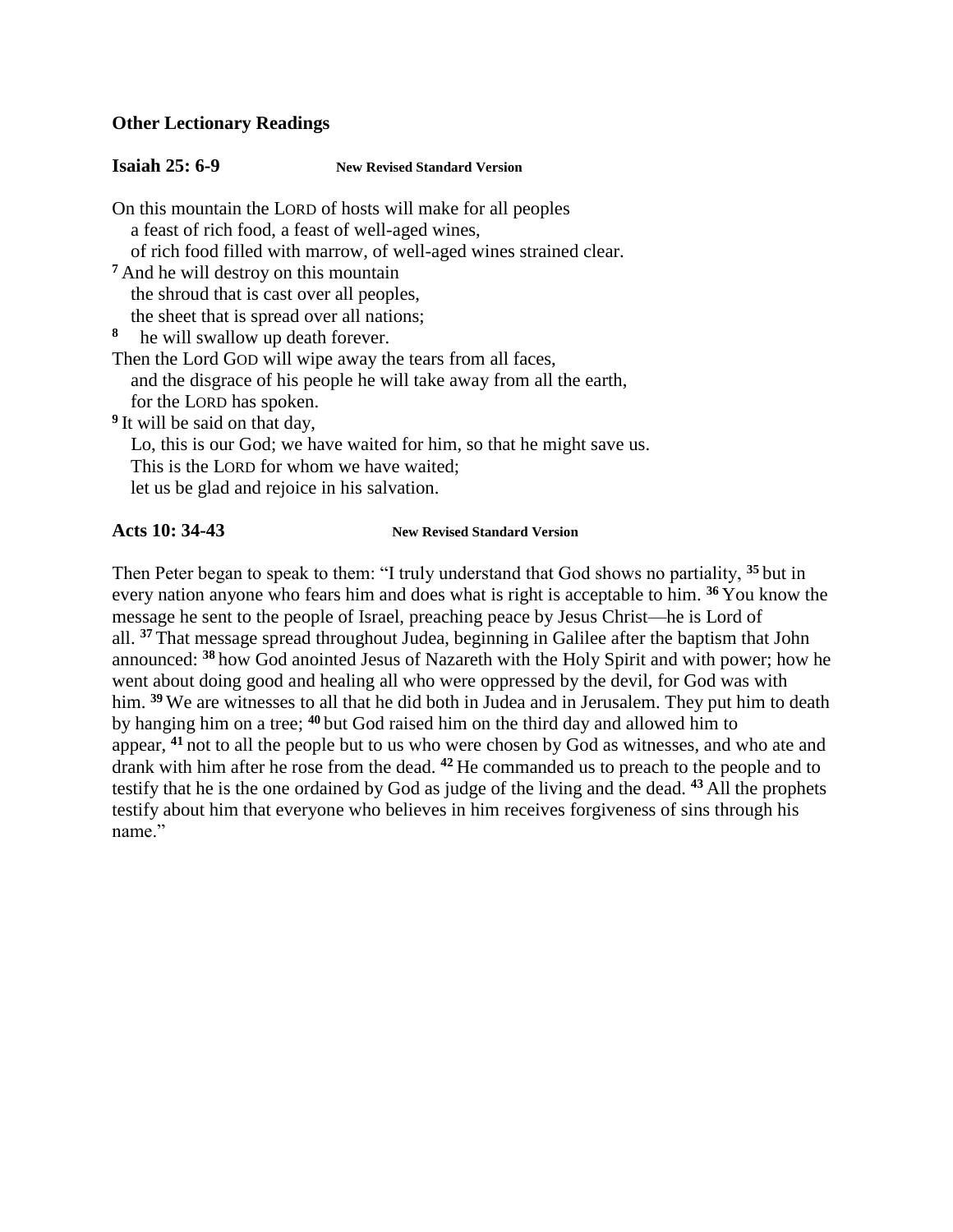**Other Lectionary Readings**

**Isaiah 25: 6-9** **New Revised Standard Version**

On this mountain the LORD of hosts will make for all peoples
a feast of rich food, a feast of well-aged wines,
of rich food filled with marrow, of well-aged wines strained clear.
[7] And he will destroy on this mountain
the shroud that is cast over all peoples,
the sheet that is spread over all nations;
[8] he will swallow up death forever.
Then the Lord GOD will wipe away the tears from all faces,
and the disgrace of his people he will take away from all the earth,
for the LORD has spoken.
[9] It will be said on that day,
Lo, this is our God; we have waited for him, so that he might save us.
This is the LORD for whom we have waited;
let us be glad and rejoice in his salvation.

**Acts 10: 34-43** **New Revised Standard Version**

Then Peter began to speak to them: "I truly understand that God shows no partiality, [35] but in every nation anyone who fears him and does what is right is acceptable to him. [36] You know the message he sent to the people of Israel, preaching peace by Jesus Christ—he is Lord of all. [37] That message spread throughout Judea, beginning in Galilee after the baptism that John announced: [38] how God anointed Jesus of Nazareth with the Holy Spirit and with power; how he went about doing good and healing all who were oppressed by the devil, for God was with him. [39] We are witnesses to all that he did both in Judea and in Jerusalem. They put him to death by hanging him on a tree; [40] but God raised him on the third day and allowed him to appear, [41] not to all the people but to us who were chosen by God as witnesses, and who ate and drank with him after he rose from the dead. [42] He commanded us to preach to the people and to testify that he is the one ordained by God as judge of the living and the dead. [43] All the prophets testify about him that everyone who believes in him receives forgiveness of sins through his name."